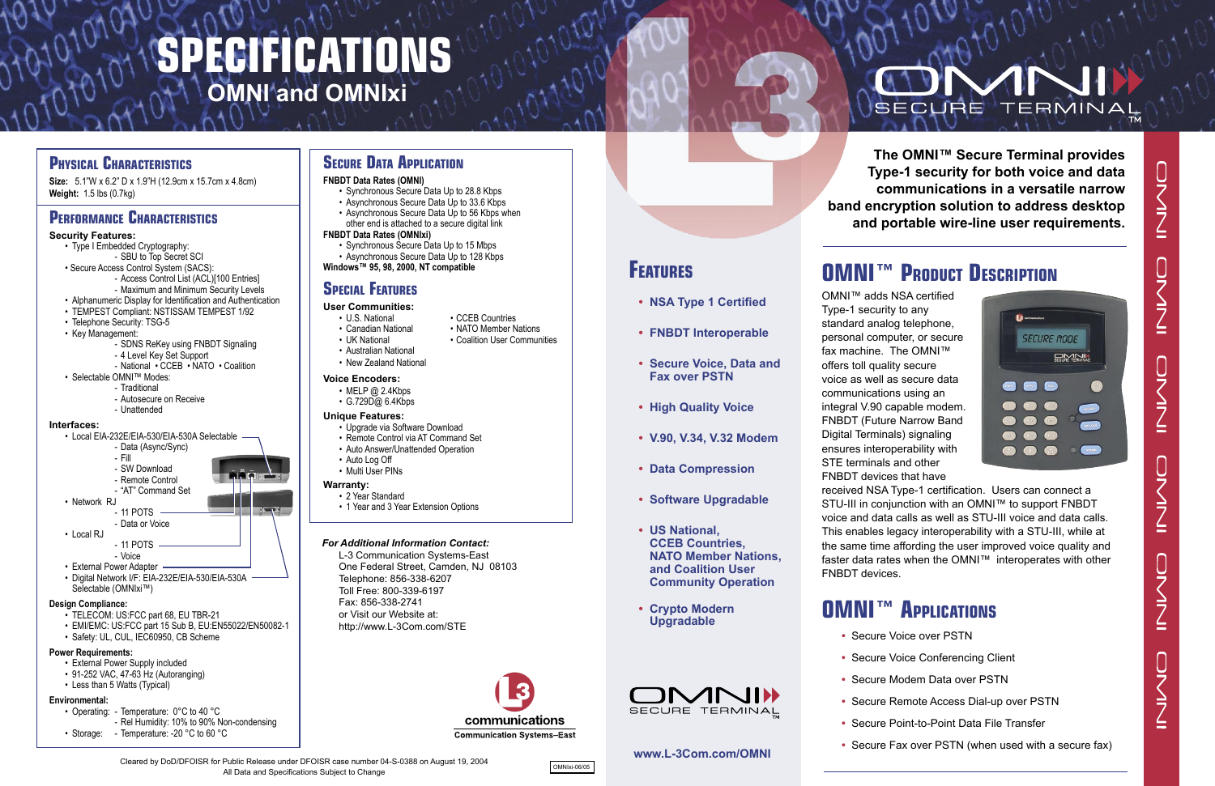# SPECIFICATIONS

## OMNI and OMNIxi

## Physical Characteristics

**Size:** 5.1"W x 6.2" D x 1.9"H (12.9cm x 15.7cm x 4.8cm)
**Weight:** 1.5 lbs (0.7kg)

## Performance Characteristics

**Security Features:**

- Type I Embedded Cryptography:
  - SBU to Top Secret SCI
- Secure Access Control System (SACS):
  - Access Control List (ACL)[100 Entries]
  - Maximum and Minimum Security Levels
- Alphanumeric Display for Identification and Authentication
- TEMPEST Compliant: NSTISSAM TEMPEST 1/92
- Telephone Security: TSG-5
- Key Management:
  - SDNS ReKey using FNBDT Signaling
  - 4 Level Key Set Support
  - National • CCEB • NATO • Coalition
- Selectable OMNI™ Modes:
  - Traditional
  - Autosecure on Receive
  - Unattended

**Interfaces:**

- Local EIA-232E/EIA-530/EIA-530A Selectable
  - Data (Async/Sync)
  - Fill
  - SW Download
  - Remote Control
  - "AT" Command Set
- Network RJ
  - 11 POTS
  - Data or Voice
- Local RJ
  - 11 POTS
  - Voice
- External Power Adapter
- Digital Network I/F: EIA-232E/EIA-530/EIA-530A Selectable (OMNIxi™)

**Design Compliance:**

- TELECOM: US:FCC part 68, EU TBR-21
- EMI/EMC: US:FCC part 15 Sub B, EU:EN55022/EN50082-1
- Safety: UL, CUL, IEC60950, CB Scheme

**Power Requirements:**

- External Power Supply included
- 91-252 VAC, 47-63 Hz (Autoranging)
- Less than 5 Watts (Typical)

**Environmental:**

- Operating: - Temperature: 0°C to 40 °C
  - Rel Humidity: 10% to 90% Non-condensing
- Storage: - Temperature: -20 °C to 60 °C

## Secure Data Application

**FNBDT Data Rates (OMNI)**

- Synchronous Secure Data Up to 28.8 Kbps
- Asynchronous Secure Data Up to 33.6 Kbps
- Asynchronous Secure Data Up to 56 Kbps when other end is attached to a secure digital link

**FNBDT Data Rates (OMNIxi)**

- Synchronous Secure Data Up to 15 Mbps
- Asynchronous Secure Data Up to 128 Kbps

**Windows™ 95, 98, 2000, NT compatible**

## Special Features

**User Communities:**

- U.S. National
- Canadian National
- UK National
- Australian National
- New Zealand National
- CCEB Countries
- NATO Member Nations
- Coalition User Communities

**Voice Encoders:**

- MELP @ 2.4Kbps
- G.729D@ 6.4Kbps

**Unique Features:**

- Upgrade via Software Download
- Remote Control via AT Command Set
- Auto Answer/Unattended Operation
- Auto Log Off
- Multi User PINs

**Warranty:**

- 2 Year Standard
- 1 Year and 3 Year Extension Options

*For Additional Information Contact:*

L-3 Communication Systems-East
One Federal Street, Camden, NJ 08103
Telephone: 856-338-6207
Toll Free: 800-339-6197
Fax: 856-338-2741
or Visit our Website at:
http://www.L-3Com.com/STE

L3 communications
Communication Systems–East

Cleared by DoD/DFOISR for Public Release under DFOISR case number 04-S-0388 on August 19, 2004
All Data and Specifications Subject to Change

OMNIxi-06/05

## Features

- NSA Type 1 Certified
- FNBDT Interoperable
- Secure Voice, Data and Fax over PSTN
- High Quality Voice
- V.90, V.34, V.32 Modem
- Data Compression
- Software Upgradable
- US National, CCEB Countries, NATO Member Nations, and Coalition User Community Operation
- Crypto Modern Upgradable

OMNI SECURE TERMINAL™

www.L-3Com.com/OMNI

# OMNI SECURE TERMINAL™

**The OMNI™ Secure Terminal provides Type-1 security for both voice and data communications in a versatile narrow band encryption solution to address desktop and portable wire-line user requirements.**

## OMNI™ Product Description

OMNI™ adds NSA certified Type-1 security to any standard analog telephone, personal computer, or secure fax machine. The OMNI™ offers toll quality secure voice as well as secure data communications using an integral V.90 capable modem. FNBDT (Future Narrow Band Digital Terminals) signaling ensures interoperability with STE terminals and other FNBDT devices that have received NSA Type-1 certification. Users can connect a STU-III in conjunction with an OMNI™ to support FNBDT voice and data calls as well as STU-III voice and data calls. This enables legacy interoperability with a STU-III, while at the same time affording the user improved voice quality and faster data rates when the OMNI™ interoperates with other FNBDT devices.

## OMNI™ Applications

- Secure Voice over PSTN
- Secure Voice Conferencing Client
- Secure Modem Data over PSTN
- Secure Remote Access Dial-up over PSTN
- Secure Point-to-Point Data File Transfer
- Secure Fax over PSTN (when used with a secure fax)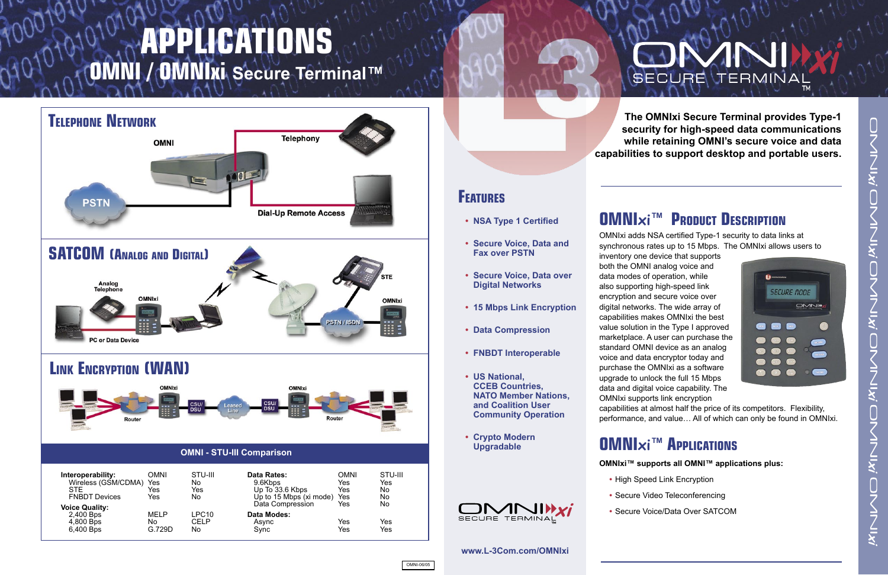# APPLICATIONS

## OMNI / OMNIxi Secure Terminal™

OMNI xi SECURE TERMINAL™

### Telephone Network

OMNI

Telephony

PSTN

Dial-Up Remote Access

### SATCOM (Analog and Digital)

Analog Telephone

OMNIxi

PC or Data Device

STE

OMNIxi

PSTN / ISDN

### Link Encryption (WAN)

OMNIxi

OMNIxi

Router

CSU/DSU

Leased Line

CSU/DSU

Router

### OMNI - STU-III Comparison

| | OMNI | STU-III | | OMNI | STU-III |
|---|---|---|---|---|---|
| **Interoperability:** | OMNI | STU-III | **Data Rates:** | OMNI | STU-III |
| Wireless (GSM/CDMA) | Yes | No | 9.6Kbps | Yes | Yes |
| STE | Yes | Yes | Up To 33.6 Kbps | Yes | No |
| FNBDT Devices | Yes | No | Up to 15 Mbps (xi mode) | Yes | No |
| | | | Data Compression | Yes | No |
| **Voice Quality:** | | | **Data Modes:** | | |
| 2,400 Bps | MELP | LPC10 | | | |
| 4,800 Bps | No | CELP | Async | Yes | Yes |
| 6,400 Bps | G.729D | No | Sync | Yes | Yes |

OMNI-06/05

**The OMNIxi Secure Terminal provides Type-1 security for high-speed data communications while retaining OMNI's secure voice and data capabilities to support desktop and portable users.**

## Features

- NSA Type 1 Certified
- Secure Voice, Data and Fax over PSTN
- Secure Voice, Data over Digital Networks
- 15 Mbps Link Encryption
- Data Compression
- FNBDT Interoperable
- US National, CCEB Countries, NATO Member Nations, and Coalition User Community Operation
- Crypto Modern Upgradable

OMNI xi SECURE TERMINAL™

www.L-3Com.com/OMNIxi

## OMNIxi™ Product Description

OMNIxi adds NSA certified Type-1 security to data links at synchronous rates up to 15 Mbps. The OMNIxi allows users to inventory one device that supports both the OMNI analog voice and data modes of operation, while also supporting high-speed link encryption and secure voice over digital networks. The wide array of capabilities makes OMNIxi the best value solution in the Type I approved marketplace. A user can purchase the standard OMNI device as an analog voice and data encryptor today and purchase the OMNIxi as a software upgrade to unlock the full 15 Mbps data and digital voice capability. The OMNIxi supports link encryption capabilities at almost half the price of its competitors. Flexibility, performance, and value… All of which can only be found in OMNIxi.

## OMNIxi™ Applications

**OMNIxi™ supports all OMNI™ applications plus:**

- High Speed Link Encryption
- Secure Video Teleconferencing
- Secure Voice/Data Over SATCOM